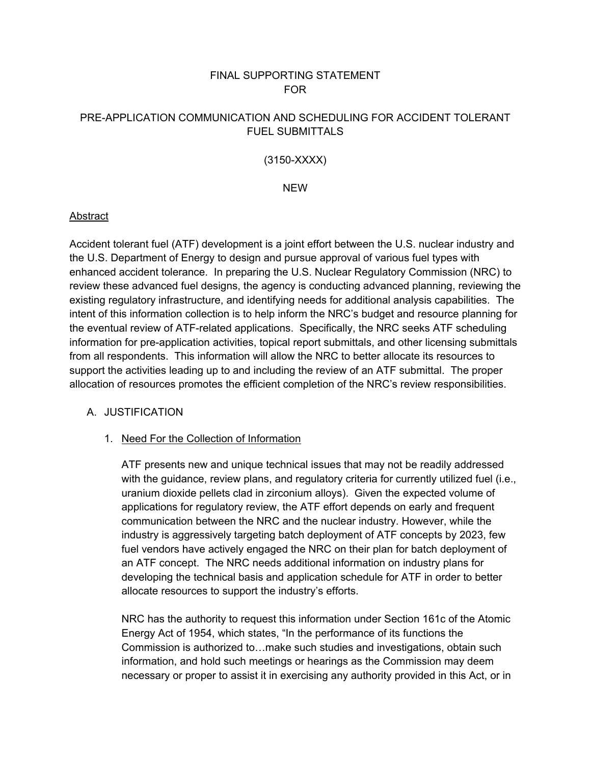FINAL SUPPORTING STATEMENT
FOR

PRE-APPLICATION COMMUNICATION AND SCHEDULING FOR ACCIDENT TOLERANT FUEL SUBMITTALS

(3150-XXXX)

NEW

## Abstract

Accident tolerant fuel (ATF) development is a joint effort between the U.S. nuclear industry and the U.S. Department of Energy to design and pursue approval of various fuel types with enhanced accident tolerance. In preparing the U.S. Nuclear Regulatory Commission (NRC) to review these advanced fuel designs, the agency is conducting advanced planning, reviewing the existing regulatory infrastructure, and identifying needs for additional analysis capabilities. The intent of this information collection is to help inform the NRC's budget and resource planning for the eventual review of ATF-related applications. Specifically, the NRC seeks ATF scheduling information for pre-application activities, topical report submittals, and other licensing submittals from all respondents. This information will allow the NRC to better allocate its resources to support the activities leading up to and including the review of an ATF submittal. The proper allocation of resources promotes the efficient completion of the NRC's review responsibilities.

## A. JUSTIFICATION

### 1. Need For the Collection of Information

ATF presents new and unique technical issues that may not be readily addressed with the guidance, review plans, and regulatory criteria for currently utilized fuel (i.e., uranium dioxide pellets clad in zirconium alloys). Given the expected volume of applications for regulatory review, the ATF effort depends on early and frequent communication between the NRC and the nuclear industry. However, while the industry is aggressively targeting batch deployment of ATF concepts by 2023, few fuel vendors have actively engaged the NRC on their plan for batch deployment of an ATF concept. The NRC needs additional information on industry plans for developing the technical basis and application schedule for ATF in order to better allocate resources to support the industry's efforts.

NRC has the authority to request this information under Section 161c of the Atomic Energy Act of 1954, which states, "In the performance of its functions the Commission is authorized to…make such studies and investigations, obtain such information, and hold such meetings or hearings as the Commission may deem necessary or proper to assist it in exercising any authority provided in this Act, or in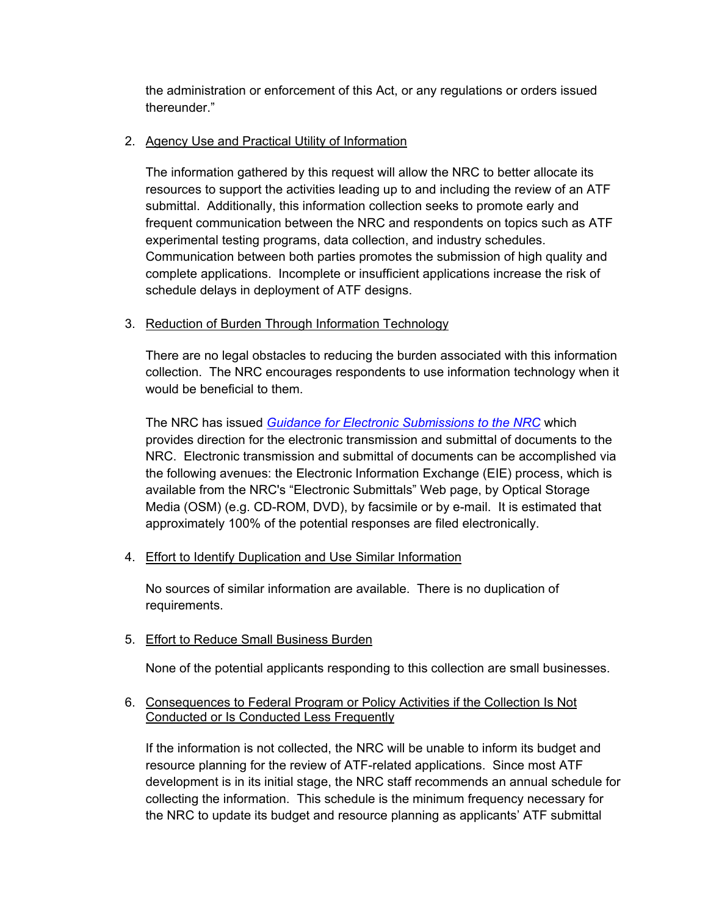the administration or enforcement of this Act, or any regulations or orders issued thereunder."

2. <u>Agency Use and Practical Utility of Information</u>

   The information gathered by this request will allow the NRC to better allocate its resources to support the activities leading up to and including the review of an ATF submittal. Additionally, this information collection seeks to promote early and frequent communication between the NRC and respondents on topics such as ATF experimental testing programs, data collection, and industry schedules. Communication between both parties promotes the submission of high quality and complete applications. Incomplete or insufficient applications increase the risk of schedule delays in deployment of ATF designs.

3. <u>Reduction of Burden Through Information Technology</u>

   There are no legal obstacles to reducing the burden associated with this information collection. The NRC encourages respondents to use information technology when it would be beneficial to them.

   The NRC has issued *Guidance for Electronic Submissions to the NRC* which provides direction for the electronic transmission and submittal of documents to the NRC. Electronic transmission and submittal of documents can be accomplished via the following avenues: the Electronic Information Exchange (EIE) process, which is available from the NRC's "Electronic Submittals" Web page, by Optical Storage Media (OSM) (e.g. CD-ROM, DVD), by facsimile or by e-mail. It is estimated that approximately 100% of the potential responses are filed electronically.

4. <u>Effort to Identify Duplication and Use Similar Information</u>

   No sources of similar information are available. There is no duplication of requirements.

5. <u>Effort to Reduce Small Business Burden</u>

   None of the potential applicants responding to this collection are small businesses.

6. <u>Consequences to Federal Program or Policy Activities if the Collection Is Not Conducted or Is Conducted Less Frequently</u>

   If the information is not collected, the NRC will be unable to inform its budget and resource planning for the review of ATF-related applications. Since most ATF development is in its initial stage, the NRC staff recommends an annual schedule for collecting the information. This schedule is the minimum frequency necessary for the NRC to update its budget and resource planning as applicants' ATF submittal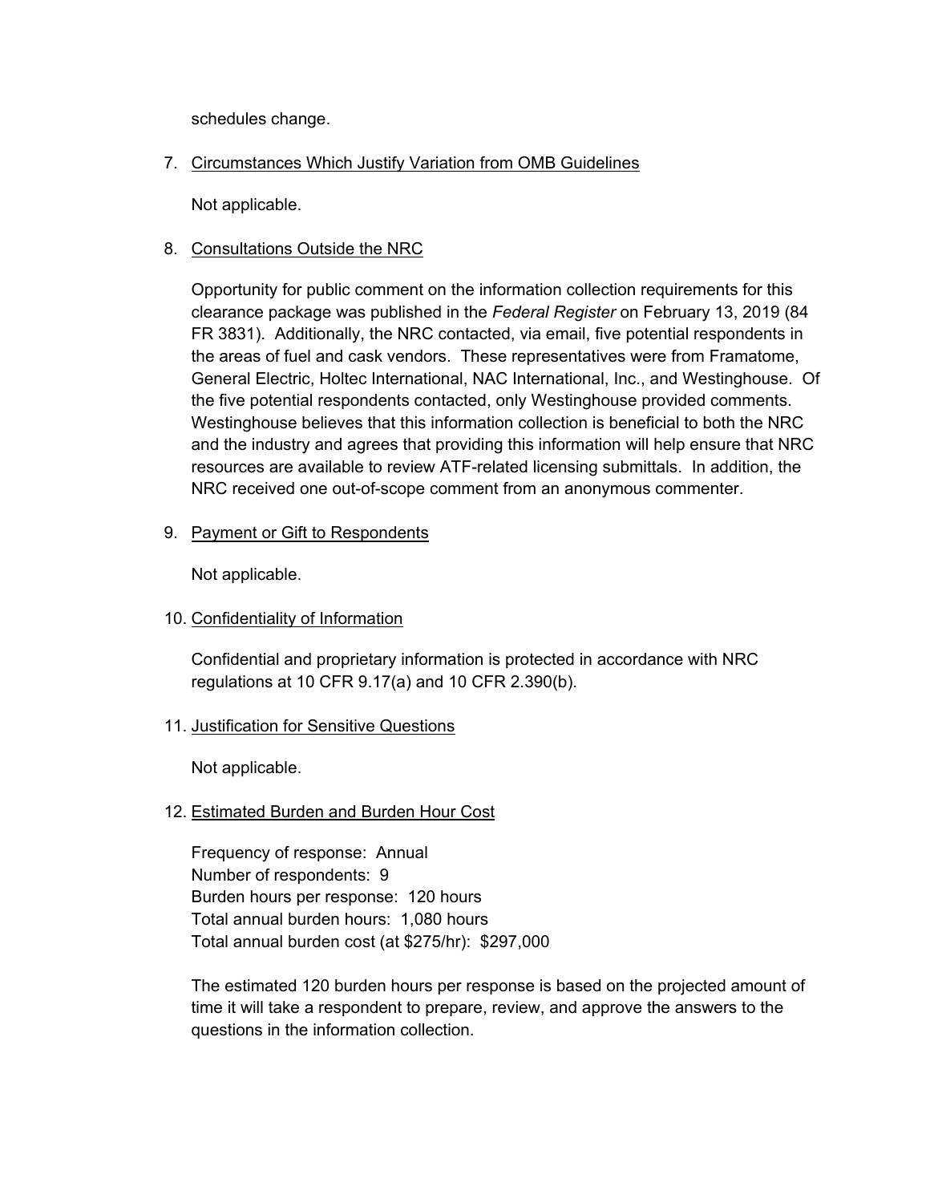schedules change.

7. Circumstances Which Justify Variation from OMB Guidelines

   Not applicable.

8. Consultations Outside the NRC

   Opportunity for public comment on the information collection requirements for this clearance package was published in the *Federal Register* on February 13, 2019 (84 FR 3831). Additionally, the NRC contacted, via email, five potential respondents in the areas of fuel and cask vendors. These representatives were from Framatome, General Electric, Holtec International, NAC International, Inc., and Westinghouse. Of the five potential respondents contacted, only Westinghouse provided comments. Westinghouse believes that this information collection is beneficial to both the NRC and the industry and agrees that providing this information will help ensure that NRC resources are available to review ATF-related licensing submittals. In addition, the NRC received one out-of-scope comment from an anonymous commenter.

9. Payment or Gift to Respondents

   Not applicable.

10. Confidentiality of Information

    Confidential and proprietary information is protected in accordance with NRC regulations at 10 CFR 9.17(a) and 10 CFR 2.390(b).

11. Justification for Sensitive Questions

    Not applicable.

12. Estimated Burden and Burden Hour Cost

    Frequency of response: Annual
    Number of respondents: 9
    Burden hours per response: 120 hours
    Total annual burden hours: 1,080 hours
    Total annual burden cost (at $275/hr): $297,000

    The estimated 120 burden hours per response is based on the projected amount of time it will take a respondent to prepare, review, and approve the answers to the questions in the information collection.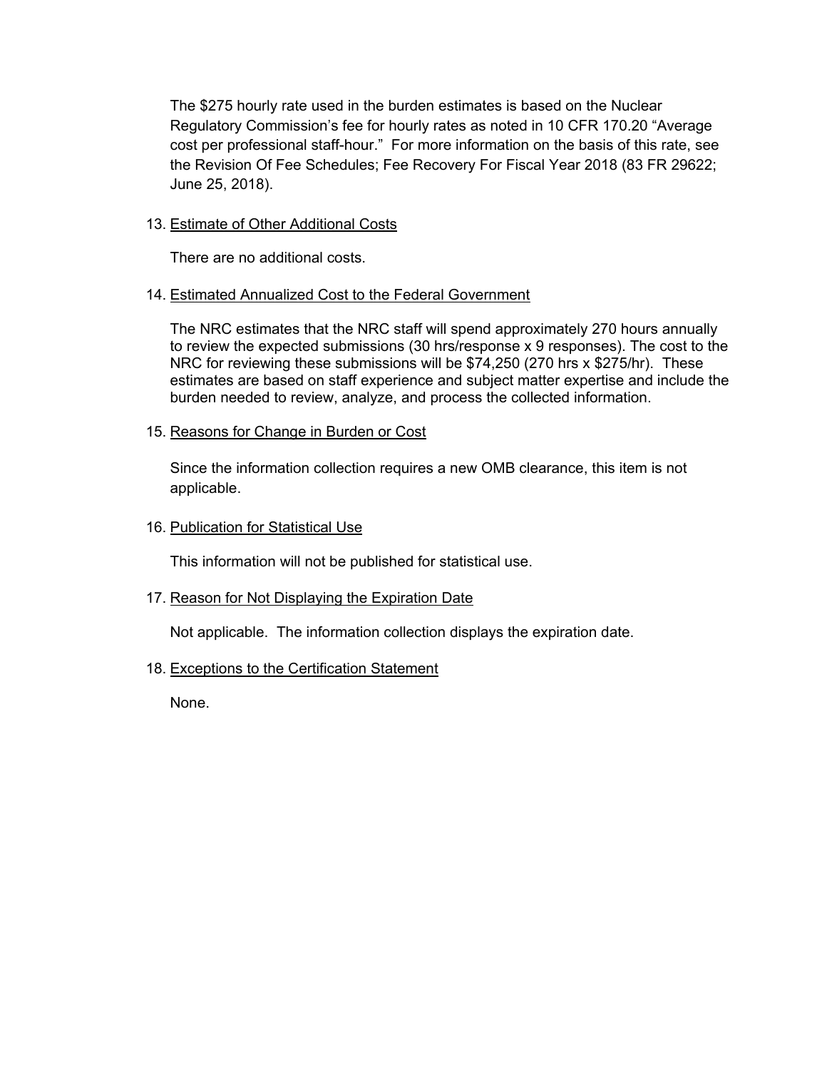The $275 hourly rate used in the burden estimates is based on the Nuclear Regulatory Commission's fee for hourly rates as noted in 10 CFR 170.20 "Average cost per professional staff-hour." For more information on the basis of this rate, see the Revision Of Fee Schedules; Fee Recovery For Fiscal Year 2018 (83 FR 29622; June 25, 2018).

13. Estimate of Other Additional Costs

    There are no additional costs.

14. Estimated Annualized Cost to the Federal Government

    The NRC estimates that the NRC staff will spend approximately 270 hours annually to review the expected submissions (30 hrs/response x 9 responses). The cost to the NRC for reviewing these submissions will be $74,250 (270 hrs x $275/hr). These estimates are based on staff experience and subject matter expertise and include the burden needed to review, analyze, and process the collected information.

15. Reasons for Change in Burden or Cost

    Since the information collection requires a new OMB clearance, this item is not applicable.

16. Publication for Statistical Use

    This information will not be published for statistical use.

17. Reason for Not Displaying the Expiration Date

    Not applicable. The information collection displays the expiration date.

18. Exceptions to the Certification Statement

    None.